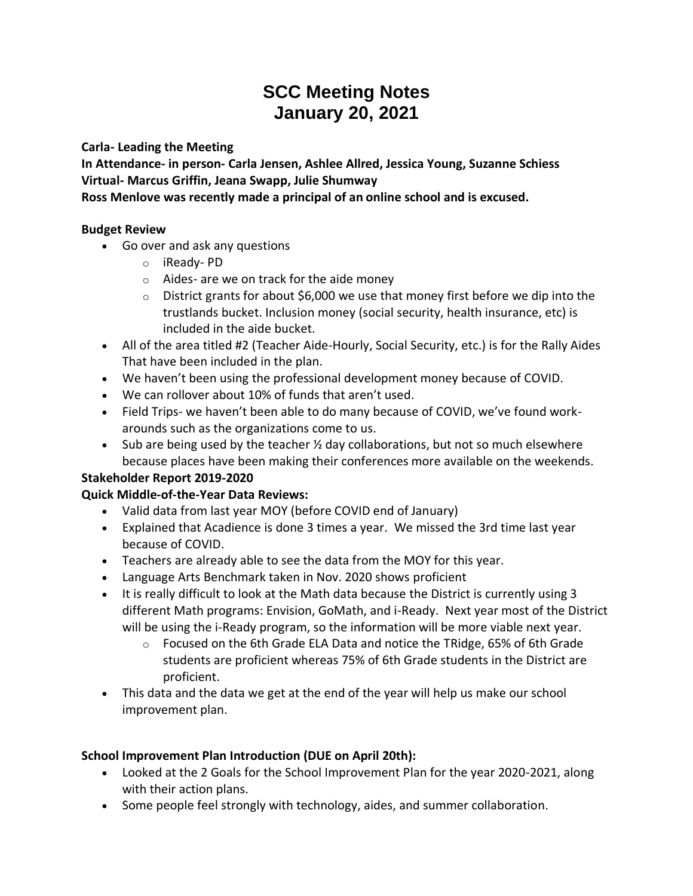# SCC Meeting Notes
# January 20, 2021

**Carla- Leading the Meeting**
**In Attendance- in person- Carla Jensen, Ashlee Allred, Jessica Young, Suzanne Schiess**
**Virtual- Marcus Griffin, Jeana Swapp, Julie Shumway**
**Ross Menlove was recently made a principal of an online school and is excused.**

**Budget Review**

- Go over and ask any questions
  - iReady- PD
  - Aides- are we on track for the aide money
  - District grants for about $6,000 we use that money first before we dip into the trustlands bucket. Inclusion money (social security, health insurance, etc) is included in the aide bucket.
- All of the area titled #2 (Teacher Aide-Hourly, Social Security, etc.) is for the Rally Aides That have been included in the plan.
- We haven't been using the professional development money because of COVID.
- We can rollover about 10% of funds that aren't used.
- Field Trips- we haven't been able to do many because of COVID, we've found work-arounds such as the organizations come to us.
- Sub are being used by the teacher ½ day collaborations, but not so much elsewhere because places have been making their conferences more available on the weekends.

**Stakeholder Report 2019-2020**

**Quick Middle-of-the-Year Data Reviews:**

- Valid data from last year MOY (before COVID end of January)
- Explained that Acadience is done 3 times a year. We missed the 3rd time last year because of COVID.
- Teachers are already able to see the data from the MOY for this year.
- Language Arts Benchmark taken in Nov. 2020 shows proficient
- It is really difficult to look at the Math data because the District is currently using 3 different Math programs: Envision, GoMath, and i-Ready. Next year most of the District will be using the i-Ready program, so the information will be more viable next year.
  - Focused on the 6th Grade ELA Data and notice the TRidge, 65% of 6th Grade students are proficient whereas 75% of 6th Grade students in the District are proficient.
- This data and the data we get at the end of the year will help us make our school improvement plan.

**School Improvement Plan Introduction (DUE on April 20th):**

- Looked at the 2 Goals for the School Improvement Plan for the year 2020-2021, along with their action plans.
- Some people feel strongly with technology, aides, and summer collaboration.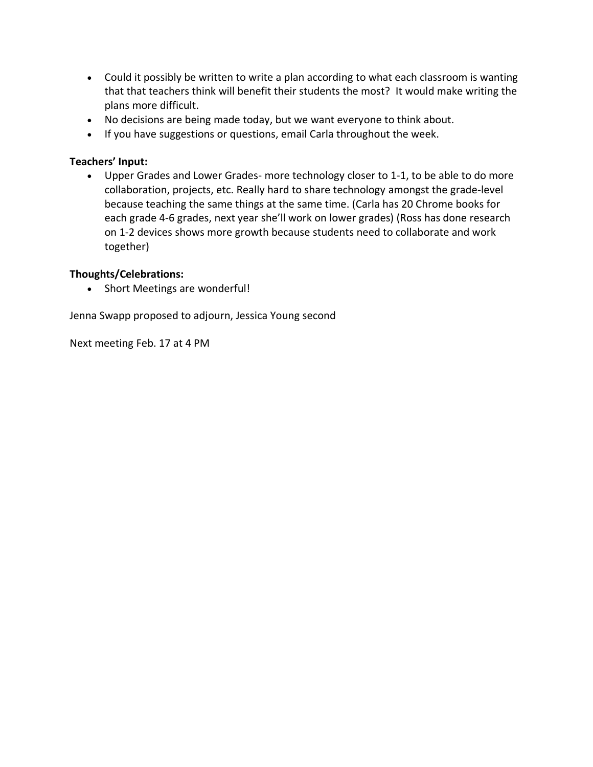- Could it possibly be written to write a plan according to what each classroom is wanting that that teachers think will benefit their students the most? It would make writing the plans more difficult.
- No decisions are being made today, but we want everyone to think about.
- If you have suggestions or questions, email Carla throughout the week.

**Teachers' Input:**

- Upper Grades and Lower Grades- more technology closer to 1-1, to be able to do more collaboration, projects, etc. Really hard to share technology amongst the grade-level because teaching the same things at the same time. (Carla has 20 Chrome books for each grade 4-6 grades, next year she'll work on lower grades) (Ross has done research on 1-2 devices shows more growth because students need to collaborate and work together)

**Thoughts/Celebrations:**

- Short Meetings are wonderful!

Jenna Swapp proposed to adjourn, Jessica Young second

Next meeting Feb. 17 at 4 PM